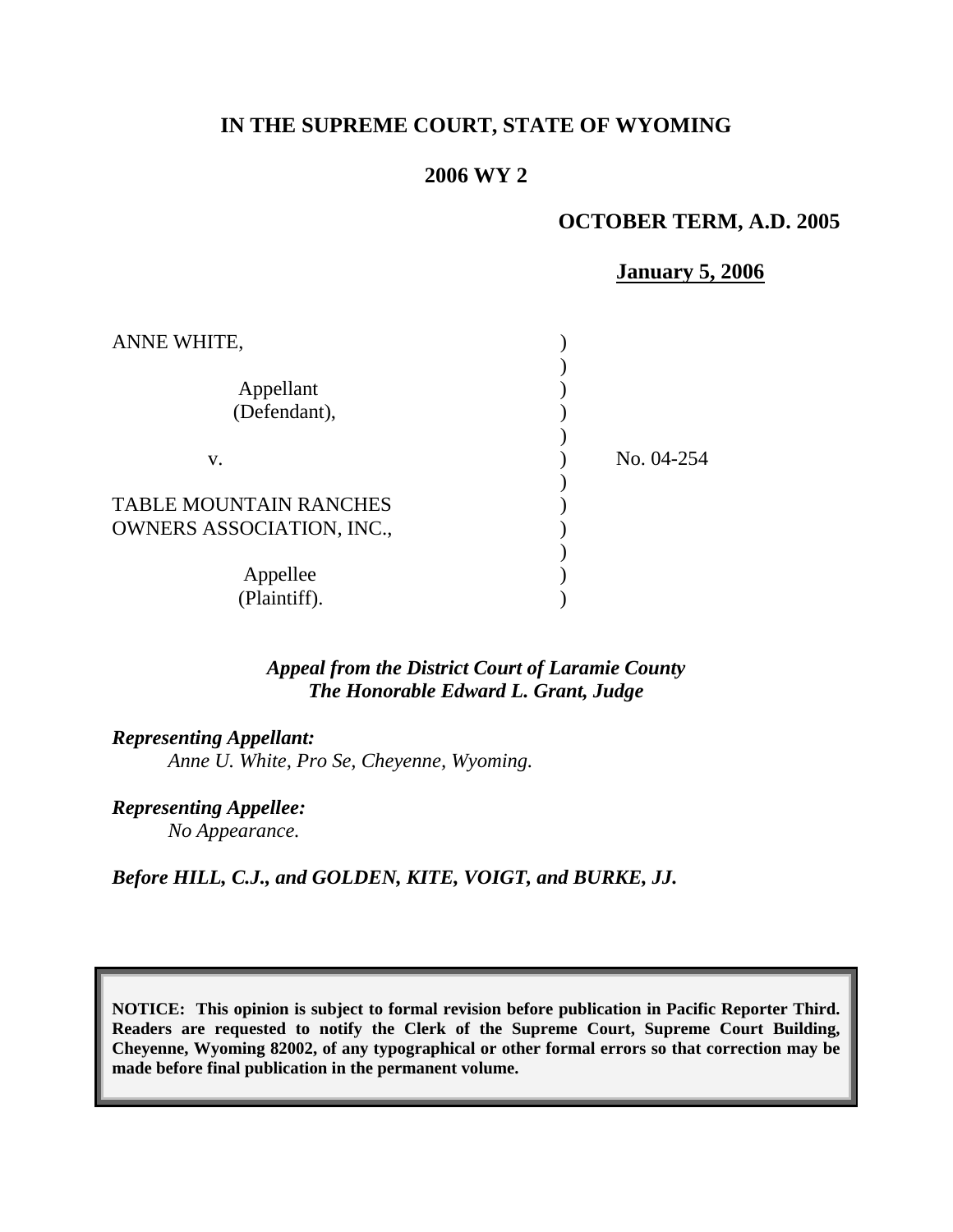**IN THE SUPREME COURT, STATE OF WYOMING**

**2006 WY 2**

**OCTOBER TERM, A.D. 2005**

**January 5, 2006**

| | | |
|---|---|---|
| ANNE WHITE, | ) | |
| | ) | |
| Appellant | ) | |
| (Defendant), | ) | |
| | ) | |
| v. | ) | No. 04-254 |
| | ) | |
| TABLE MOUNTAIN RANCHES | ) | |
| OWNERS ASSOCIATION, INC., | ) | |
| | ) | |
| Appellee | ) | |
| (Plaintiff). | ) | |

***Appeal from the District Court of Laramie County***
***The Honorable Edward L. Grant, Judge***

***Representing Appellant:***
*Anne U. White, Pro Se, Cheyenne, Wyoming.*

***Representing Appellee:***
*No Appearance.*

***Before HILL, C.J., and GOLDEN, KITE, VOIGT, and BURKE, JJ.***

**NOTICE: This opinion is subject to formal revision before publication in Pacific Reporter Third. Readers are requested to notify the Clerk of the Supreme Court, Supreme Court Building, Cheyenne, Wyoming 82002, of any typographical or other formal errors so that correction may be made before final publication in the permanent volume.**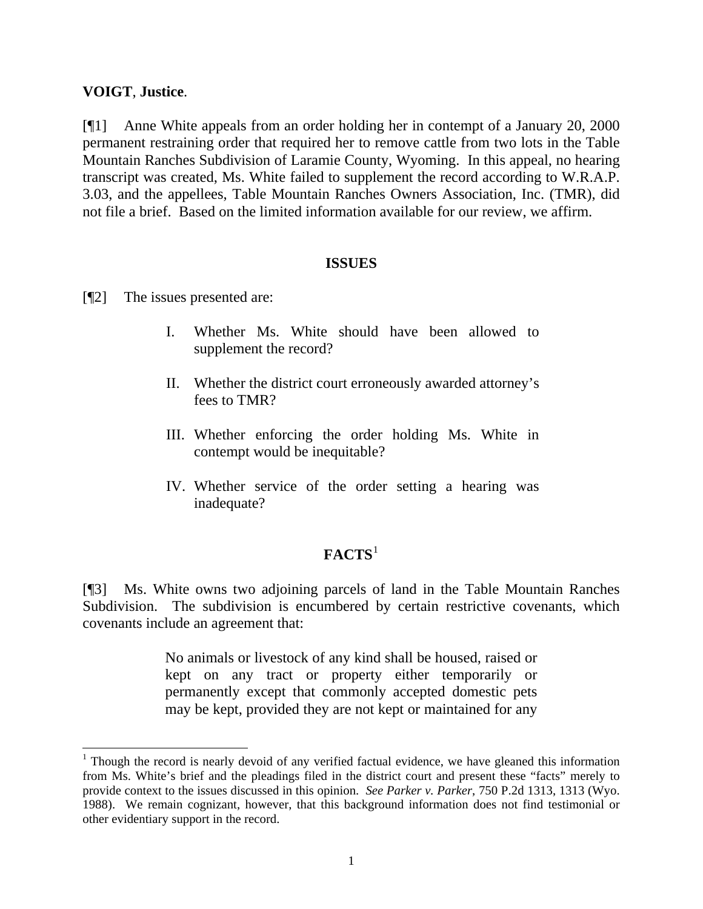**VOIGT**, **Justice**.

[¶1] Anne White appeals from an order holding her in contempt of a January 20, 2000 permanent restraining order that required her to remove cattle from two lots in the Table Mountain Ranches Subdivision of Laramie County, Wyoming. In this appeal, no hearing transcript was created, Ms. White failed to supplement the record according to W.R.A.P. 3.03, and the appellees, Table Mountain Ranches Owners Association, Inc. (TMR), did not file a brief. Based on the limited information available for our review, we affirm.

## ISSUES

[¶2] The issues presented are:

> I. Whether Ms. White should have been allowed to supplement the record?
>
> II. Whether the district court erroneously awarded attorney's fees to TMR?
>
> III. Whether enforcing the order holding Ms. White in contempt would be inequitable?
>
> IV. Whether service of the order setting a hearing was inadequate?

## FACTS[1]

[¶3] Ms. White owns two adjoining parcels of land in the Table Mountain Ranches Subdivision. The subdivision is encumbered by certain restrictive covenants, which covenants include an agreement that:

> No animals or livestock of any kind shall be housed, raised or kept on any tract or property either temporarily or permanently except that commonly accepted domestic pets may be kept, provided they are not kept or maintained for any

[1] Though the record is nearly devoid of any verified factual evidence, we have gleaned this information from Ms. White's brief and the pleadings filed in the district court and present these "facts" merely to provide context to the issues discussed in this opinion. *See Parker v. Parker*, 750 P.2d 1313, 1313 (Wyo. 1988). We remain cognizant, however, that this background information does not find testimonial or other evidentiary support in the record.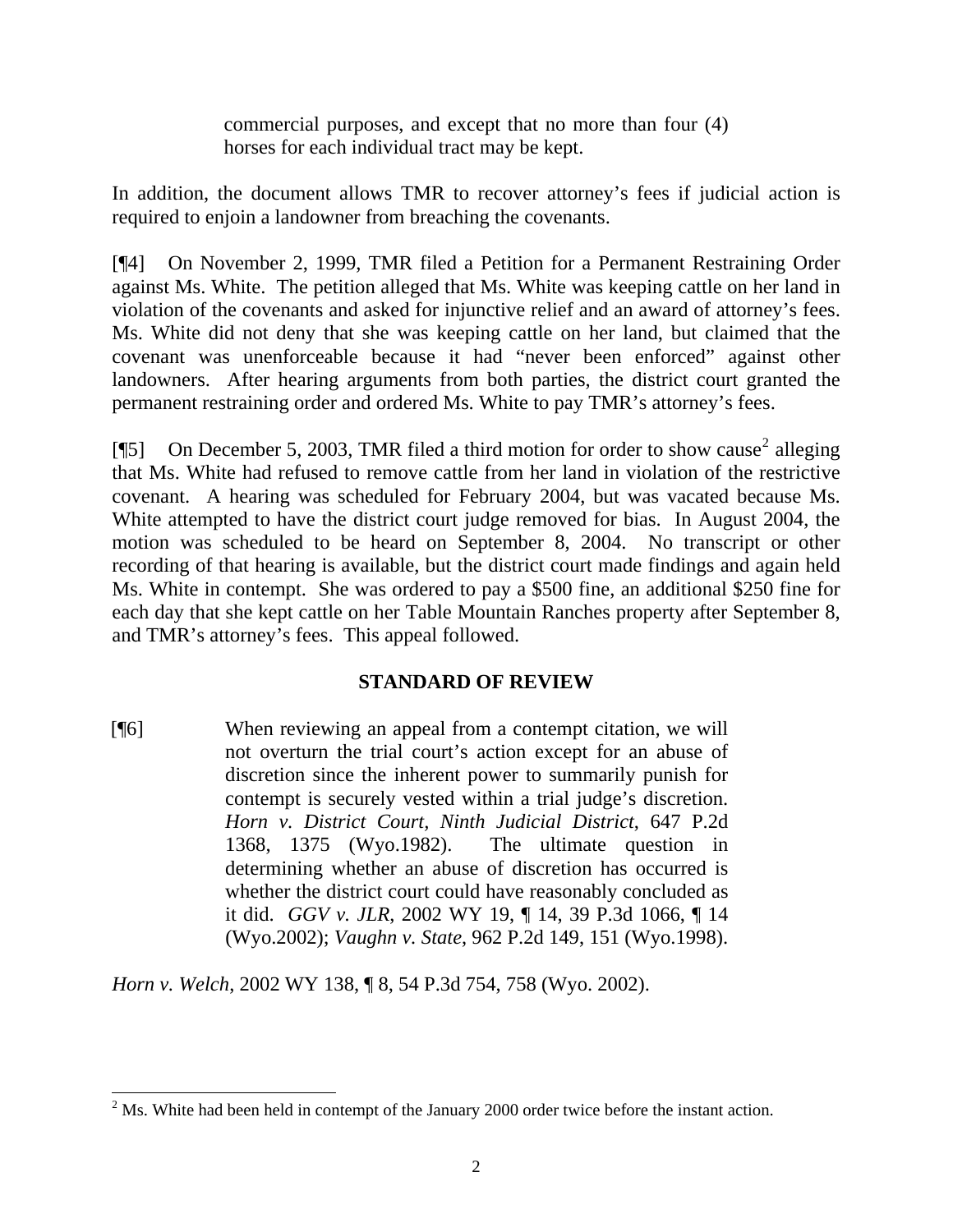> commercial purposes, and except that no more than four (4) horses for each individual tract may be kept.

In addition, the document allows TMR to recover attorney's fees if judicial action is required to enjoin a landowner from breaching the covenants.

[¶4] On November 2, 1999, TMR filed a Petition for a Permanent Restraining Order against Ms. White. The petition alleged that Ms. White was keeping cattle on her land in violation of the covenants and asked for injunctive relief and an award of attorney's fees. Ms. White did not deny that she was keeping cattle on her land, but claimed that the covenant was unenforceable because it had "never been enforced" against other landowners. After hearing arguments from both parties, the district court granted the permanent restraining order and ordered Ms. White to pay TMR's attorney's fees.

[¶5] On December 5, 2003, TMR filed a third motion for order to show cause[2] alleging that Ms. White had refused to remove cattle from her land in violation of the restrictive covenant. A hearing was scheduled for February 2004, but was vacated because Ms. White attempted to have the district court judge removed for bias. In August 2004, the motion was scheduled to be heard on September 8, 2004. No transcript or other recording of that hearing is available, but the district court made findings and again held Ms. White in contempt. She was ordered to pay a $500 fine, an additional $250 fine for each day that she kept cattle on her Table Mountain Ranches property after September 8, and TMR's attorney's fees. This appeal followed.

## STANDARD OF REVIEW

[¶6]

> When reviewing an appeal from a contempt citation, we will not overturn the trial court's action except for an abuse of discretion since the inherent power to summarily punish for contempt is securely vested within a trial judge's discretion. *Horn v. District Court, Ninth Judicial District*, 647 P.2d 1368, 1375 (Wyo.1982). The ultimate question in determining whether an abuse of discretion has occurred is whether the district court could have reasonably concluded as it did. *GGV v. JLR*, 2002 WY 19, ¶ 14, 39 P.3d 1066, ¶ 14 (Wyo.2002); *Vaughn v. State*, 962 P.2d 149, 151 (Wyo.1998).

*Horn v. Welch*, 2002 WY 138, ¶ 8, 54 P.3d 754, 758 (Wyo. 2002).

---

[2] Ms. White had been held in contempt of the January 2000 order twice before the instant action.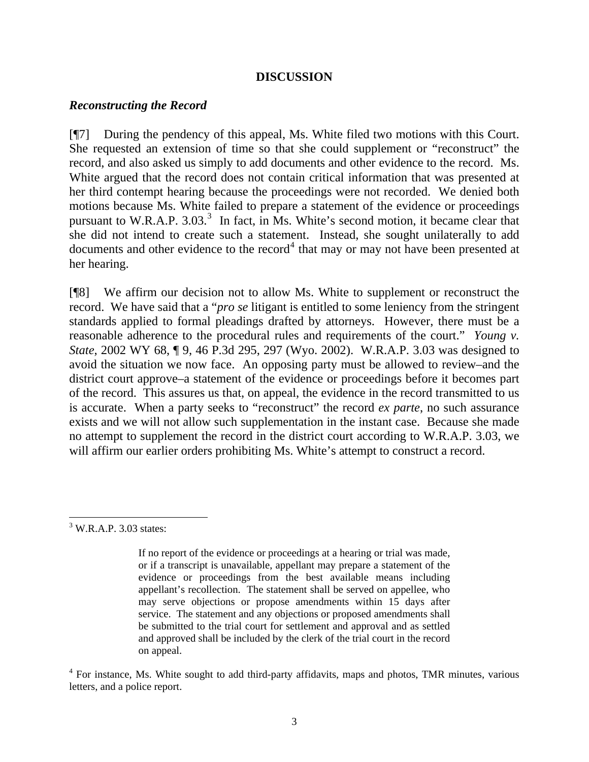## DISCUSSION

### *Reconstructing the Record*

[¶7] During the pendency of this appeal, Ms. White filed two motions with this Court. She requested an extension of time so that she could supplement or "reconstruct" the record, and also asked us simply to add documents and other evidence to the record. Ms. White argued that the record does not contain critical information that was presented at her third contempt hearing because the proceedings were not recorded. We denied both motions because Ms. White failed to prepare a statement of the evidence or proceedings pursuant to W.R.A.P. 3.03.[3] In fact, in Ms. White's second motion, it became clear that she did not intend to create such a statement. Instead, she sought unilaterally to add documents and other evidence to the record[4] that may or may not have been presented at her hearing.

[¶8] We affirm our decision not to allow Ms. White to supplement or reconstruct the record. We have said that a "*pro se* litigant is entitled to some leniency from the stringent standards applied to formal pleadings drafted by attorneys. However, there must be a reasonable adherence to the procedural rules and requirements of the court." *Young v. State*, 2002 WY 68, ¶ 9, 46 P.3d 295, 297 (Wyo. 2002). W.R.A.P. 3.03 was designed to avoid the situation we now face. An opposing party must be allowed to review–and the district court approve–a statement of the evidence or proceedings before it becomes part of the record. This assures us that, on appeal, the evidence in the record transmitted to us is accurate. When a party seeks to "reconstruct" the record *ex parte*, no such assurance exists and we will not allow such supplementation in the instant case. Because she made no attempt to supplement the record in the district court according to W.R.A.P. 3.03, we will affirm our earlier orders prohibiting Ms. White's attempt to construct a record.

---

[3] W.R.A.P. 3.03 states:

> If no report of the evidence or proceedings at a hearing or trial was made, or if a transcript is unavailable, appellant may prepare a statement of the evidence or proceedings from the best available means including appellant's recollection. The statement shall be served on appellee, who may serve objections or propose amendments within 15 days after service. The statement and any objections or proposed amendments shall be submitted to the trial court for settlement and approval and as settled and approved shall be included by the clerk of the trial court in the record on appeal.

[4] For instance, Ms. White sought to add third-party affidavits, maps and photos, TMR minutes, various letters, and a police report.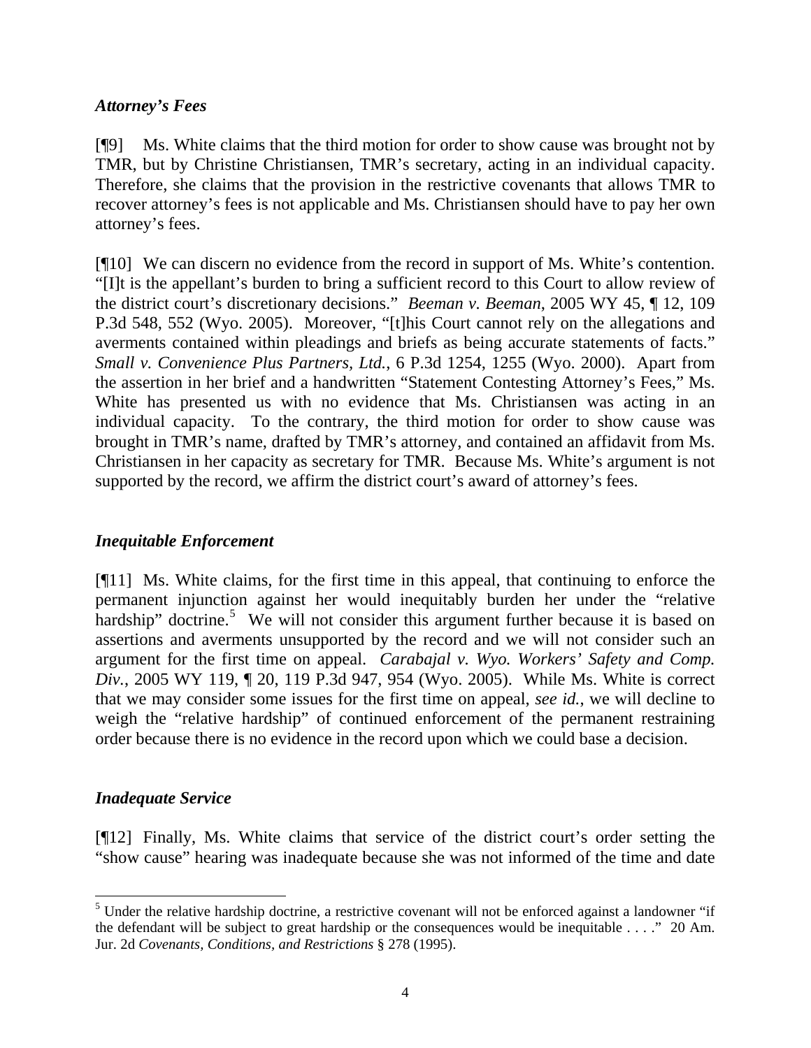### *Attorney's Fees*

[¶9] Ms. White claims that the third motion for order to show cause was brought not by TMR, but by Christine Christiansen, TMR's secretary, acting in an individual capacity. Therefore, she claims that the provision in the restrictive covenants that allows TMR to recover attorney's fees is not applicable and Ms. Christiansen should have to pay her own attorney's fees.

[¶10] We can discern no evidence from the record in support of Ms. White's contention. "[I]t is the appellant's burden to bring a sufficient record to this Court to allow review of the district court's discretionary decisions." *Beeman v. Beeman*, 2005 WY 45, ¶ 12, 109 P.3d 548, 552 (Wyo. 2005). Moreover, "[t]his Court cannot rely on the allegations and averments contained within pleadings and briefs as being accurate statements of facts." *Small v. Convenience Plus Partners, Ltd.*, 6 P.3d 1254, 1255 (Wyo. 2000). Apart from the assertion in her brief and a handwritten "Statement Contesting Attorney's Fees," Ms. White has presented us with no evidence that Ms. Christiansen was acting in an individual capacity. To the contrary, the third motion for order to show cause was brought in TMR's name, drafted by TMR's attorney, and contained an affidavit from Ms. Christiansen in her capacity as secretary for TMR. Because Ms. White's argument is not supported by the record, we affirm the district court's award of attorney's fees.

### *Inequitable Enforcement*

[¶11] Ms. White claims, for the first time in this appeal, that continuing to enforce the permanent injunction against her would inequitably burden her under the "relative hardship" doctrine.[5] We will not consider this argument further because it is based on assertions and averments unsupported by the record and we will not consider such an argument for the first time on appeal. *Carabajal v. Wyo. Workers' Safety and Comp. Div.*, 2005 WY 119, ¶ 20, 119 P.3d 947, 954 (Wyo. 2005). While Ms. White is correct that we may consider some issues for the first time on appeal, *see id.*, we will decline to weigh the "relative hardship" of continued enforcement of the permanent restraining order because there is no evidence in the record upon which we could base a decision.

### *Inadequate Service*

[¶12] Finally, Ms. White claims that service of the district court's order setting the "show cause" hearing was inadequate because she was not informed of the time and date

---

[5] Under the relative hardship doctrine, a restrictive covenant will not be enforced against a landowner "if the defendant will be subject to great hardship or the consequences would be inequitable . . . ." 20 Am. Jur. 2d *Covenants, Conditions, and Restrictions* § 278 (1995).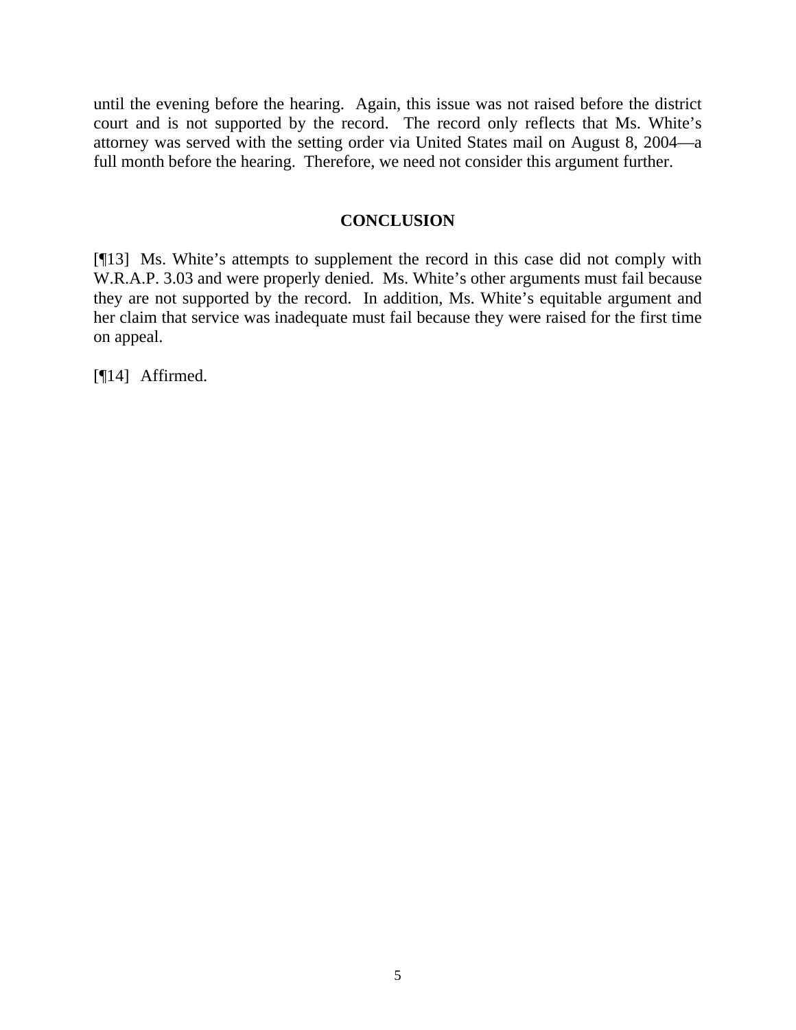until the evening before the hearing. Again, this issue was not raised before the district court and is not supported by the record. The record only reflects that Ms. White's attorney was served with the setting order via United States mail on August 8, 2004—a full month before the hearing. Therefore, we need not consider this argument further.

## CONCLUSION

[¶13] Ms. White's attempts to supplement the record in this case did not comply with W.R.A.P. 3.03 and were properly denied. Ms. White's other arguments must fail because they are not supported by the record. In addition, Ms. White's equitable argument and her claim that service was inadequate must fail because they were raised for the first time on appeal.

[¶14] Affirmed.